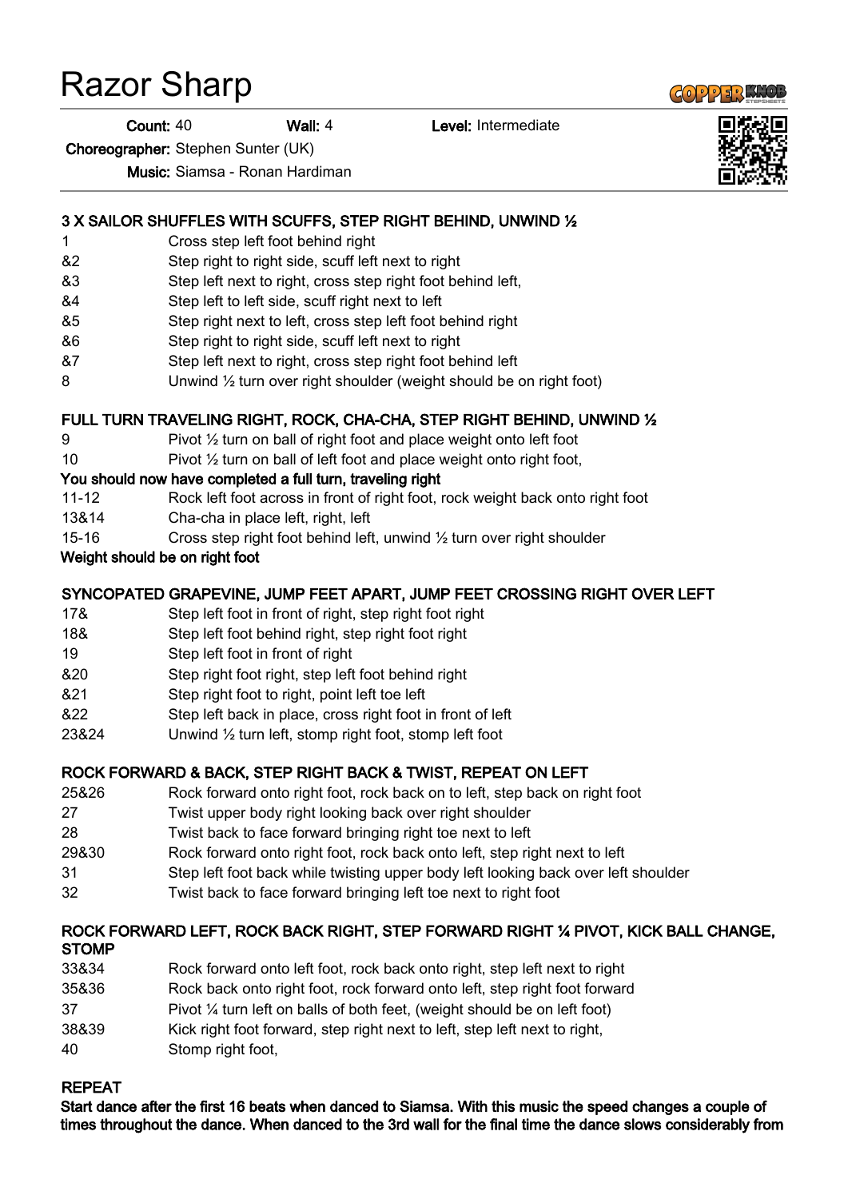# Razor Sharp

**Count:** 40 **Wall:** 4 **Level:** Intermediate

**Choreographer:** Stephen Sunter (UK)

**Music:** Siamsa - Ronan Hardiman

### 3 X SAILOR SHUFFLES WITH SCUFFS, STEP RIGHT BEHIND, UNWIND ½

| | |
|---|---|
| 1 | Cross step left foot behind right |
| &2 | Step right to right side, scuff left next to right |
| &3 | Step left next to right, cross step right foot behind left, |
| &4 | Step left to left side, scuff right next to left |
| &5 | Step right next to left, cross step left foot behind right |
| &6 | Step right to right side, scuff left next to right |
| &7 | Step left next to right, cross step right foot behind left |
| 8 | Unwind ½ turn over right shoulder (weight should be on right foot) |

### FULL TURN TRAVELING RIGHT, ROCK, CHA-CHA, STEP RIGHT BEHIND, UNWIND ½

| | |
|---|---|
| 9 | Pivot ½ turn on ball of right foot and place weight onto left foot |
| 10 | Pivot ½ turn on ball of left foot and place weight onto right foot, |

**You should now have completed a full turn, traveling right**

| | |
|---|---|
| 11-12 | Rock left foot across in front of right foot, rock weight back onto right foot |
| 13&14 | Cha-cha in place left, right, left |
| 15-16 | Cross step right foot behind left, unwind ½ turn over right shoulder |

**Weight should be on right foot**

### SYNCOPATED GRAPEVINE, JUMP FEET APART, JUMP FEET CROSSING RIGHT OVER LEFT

| | |
|---|---|
| 17& | Step left foot in front of right, step right foot right |
| 18& | Step left foot behind right, step right foot right |
| 19 | Step left foot in front of right |
| &20 | Step right foot right, step left foot behind right |
| &21 | Step right foot to right, point left toe left |
| &22 | Step left back in place, cross right foot in front of left |
| 23&24 | Unwind ½ turn left, stomp right foot, stomp left foot |

### ROCK FORWARD & BACK, STEP RIGHT BACK & TWIST, REPEAT ON LEFT

| | |
|---|---|
| 25&26 | Rock forward onto right foot, rock back on to left, step back on right foot |
| 27 | Twist upper body right looking back over right shoulder |
| 28 | Twist back to face forward bringing right toe next to left |
| 29&30 | Rock forward onto right foot, rock back onto left, step right next to left |
| 31 | Step left foot back while twisting upper body left looking back over left shoulder |
| 32 | Twist back to face forward bringing left toe next to right foot |

### ROCK FORWARD LEFT, ROCK BACK RIGHT, STEP FORWARD RIGHT ¼ PIVOT, KICK BALL CHANGE, STOMP

| | |
|---|---|
| 33&34 | Rock forward onto left foot, rock back onto right, step left next to right |
| 35&36 | Rock back onto right foot, rock forward onto left, step right foot forward |
| 37 | Pivot ¼ turn left on balls of both feet, (weight should be on left foot) |
| 38&39 | Kick right foot forward, step right next to left, step left next to right, |
| 40 | Stomp right foot, |

### REPEAT

**Start dance after the first 16 beats when danced to Siamsa. With this music the speed changes a couple of times throughout the dance. When danced to the 3rd wall for the final time the dance slows considerably from**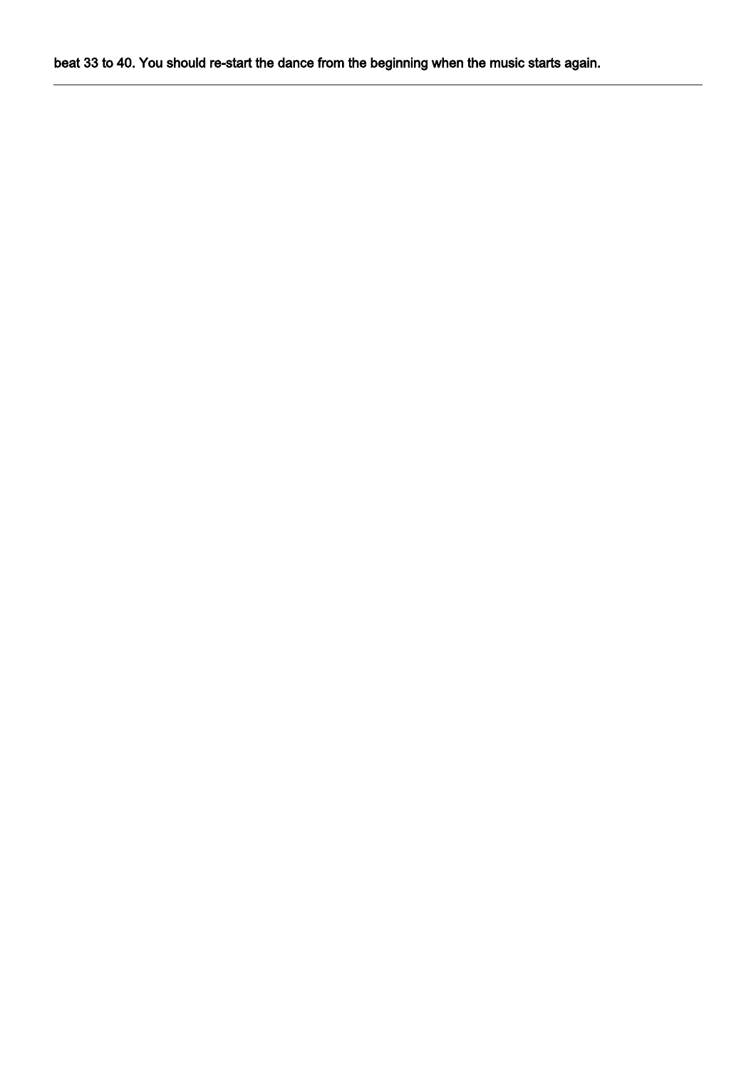**beat 33 to 40. You should re-start the dance from the beginning when the music starts again.**

---